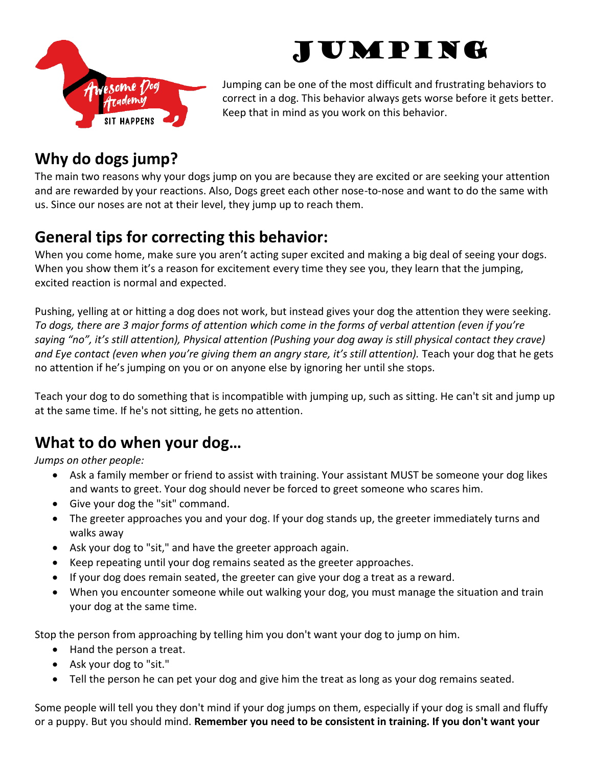# Jumping

Jumping can be one of the most difficult and frustrating behaviors to correct in a dog. This behavior always gets worse before it gets better. Keep that in mind as you work on this behavior.

## Why do dogs jump?

The main two reasons why your dogs jump on you are because they are excited or are seeking your attention and are rewarded by your reactions. Also, Dogs greet each other nose-to-nose and want to do the same with us. Since our noses are not at their level, they jump up to reach them.

## General tips for correcting this behavior:

When you come home, make sure you aren't acting super excited and making a big deal of seeing your dogs. When you show them it's a reason for excitement every time they see you, they learn that the jumping, excited reaction is normal and expected.

Pushing, yelling at or hitting a dog does not work, but instead gives your dog the attention they were seeking. *To dogs, there are 3 major forms of attention which come in the forms of verbal attention (even if you're saying "no", it's still attention), Physical attention (Pushing your dog away is still physical contact they crave) and Eye contact (even when you're giving them an angry stare, it's still attention).* Teach your dog that he gets no attention if he's jumping on you or on anyone else by ignoring her until she stops.

Teach your dog to do something that is incompatible with jumping up, such as sitting. He can't sit and jump up at the same time. If he's not sitting, he gets no attention.

## What to do when your dog…

*Jumps on other people:*

- Ask a family member or friend to assist with training. Your assistant MUST be someone your dog likes and wants to greet. Your dog should never be forced to greet someone who scares him.
- Give your dog the "sit" command.
- The greeter approaches you and your dog. If your dog stands up, the greeter immediately turns and walks away
- Ask your dog to "sit," and have the greeter approach again.
- Keep repeating until your dog remains seated as the greeter approaches.
- If your dog does remain seated, the greeter can give your dog a treat as a reward.
- When you encounter someone while out walking your dog, you must manage the situation and train your dog at the same time.

Stop the person from approaching by telling him you don't want your dog to jump on him.

- Hand the person a treat.
- Ask your dog to "sit."
- Tell the person he can pet your dog and give him the treat as long as your dog remains seated.

Some people will tell you they don't mind if your dog jumps on them, especially if your dog is small and fluffy or a puppy. But you should mind. **Remember you need to be consistent in training. If you don't want your**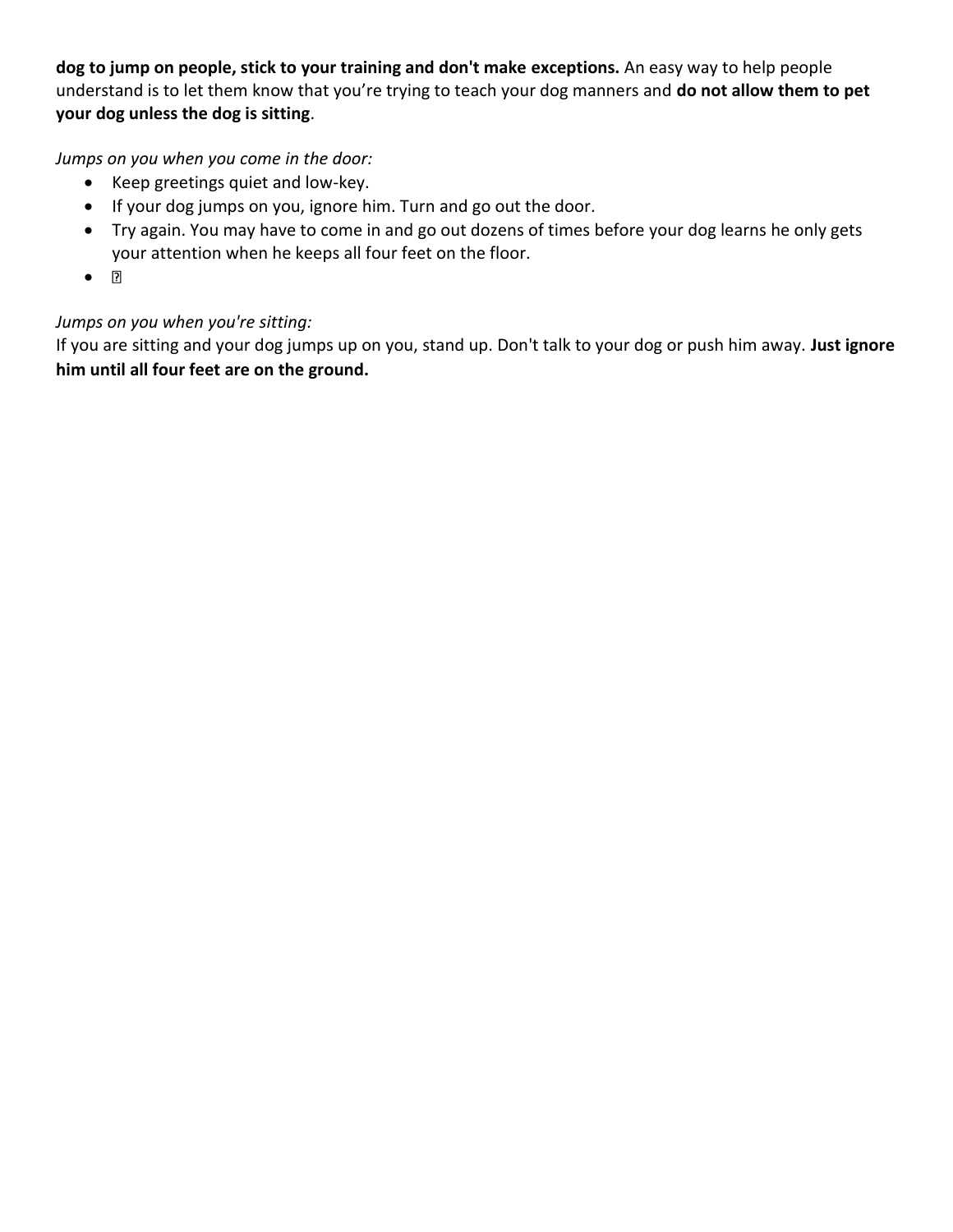**dog to jump on people, stick to your training and don't make exceptions.** An easy way to help people understand is to let them know that you're trying to teach your dog manners and **do not allow them to pet your dog unless the dog is sitting**.

*Jumps on you when you come in the door:*

- Keep greetings quiet and low-key.
- If your dog jumps on you, ignore him. Turn and go out the door.
- Try again. You may have to come in and go out dozens of times before your dog learns he only gets your attention when he keeps all four feet on the floor.
- 

*Jumps on you when you're sitting:*

If you are sitting and your dog jumps up on you, stand up. Don't talk to your dog or push him away. **Just ignore him until all four feet are on the ground.**